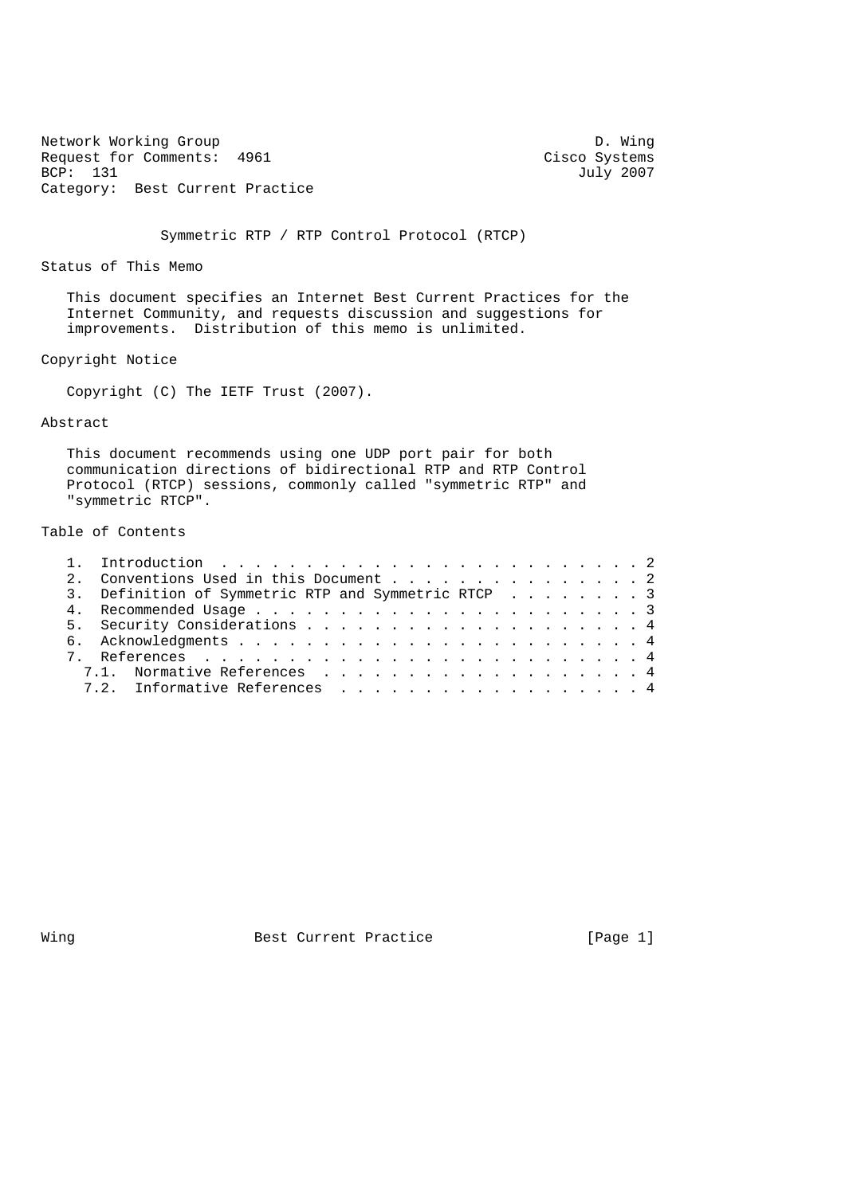Network Working Group D. Wing
Request for Comments: 4961 Cisco Systems
BCP: 131 July 2007
Category: Best Current Practice

# Symmetric RTP / RTP Control Protocol (RTCP)

## Status of This Memo

This document specifies an Internet Best Current Practices for the Internet Community, and requests discussion and suggestions for improvements. Distribution of this memo is unlimited.

## Copyright Notice

Copyright (C) The IETF Trust (2007).

## Abstract

This document recommends using one UDP port pair for both communication directions of bidirectional RTP and RTP Control Protocol (RTCP) sessions, commonly called "symmetric RTP" and "symmetric RTCP".

## Table of Contents

1. Introduction . . . . . . . . . . . . . . . . . . . . . . . . . 2
2. Conventions Used in this Document . . . . . . . . . . . . . . . 2
3. Definition of Symmetric RTP and Symmetric RTCP . . . . . . . . 3
4. Recommended Usage . . . . . . . . . . . . . . . . . . . . . . . 3
5. Security Considerations . . . . . . . . . . . . . . . . . . . . 4
6. Acknowledgments . . . . . . . . . . . . . . . . . . . . . . . . 4
7. References . . . . . . . . . . . . . . . . . . . . . . . . . . 4
   7.1. Normative References . . . . . . . . . . . . . . . . . . . 4
   7.2. Informative References . . . . . . . . . . . . . . . . . . 4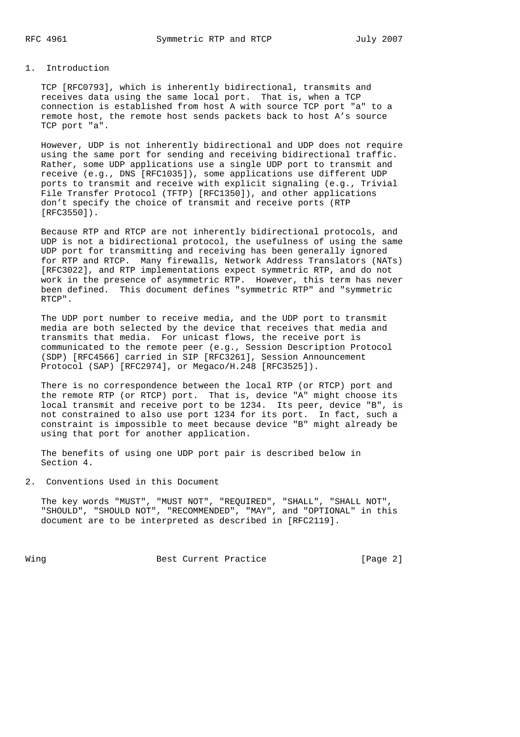## 1. Introduction

TCP [RFC0793], which is inherently bidirectional, transmits and receives data using the same local port. That is, when a TCP connection is established from host A with source TCP port "a" to a remote host, the remote host sends packets back to host A's source TCP port "a".

However, UDP is not inherently bidirectional and UDP does not require using the same port for sending and receiving bidirectional traffic. Rather, some UDP applications use a single UDP port to transmit and receive (e.g., DNS [RFC1035]), some applications use different UDP ports to transmit and receive with explicit signaling (e.g., Trivial File Transfer Protocol (TFTP) [RFC1350]), and other applications don't specify the choice of transmit and receive ports (RTP [RFC3550]).

Because RTP and RTCP are not inherently bidirectional protocols, and UDP is not a bidirectional protocol, the usefulness of using the same UDP port for transmitting and receiving has been generally ignored for RTP and RTCP. Many firewalls, Network Address Translators (NATs) [RFC3022], and RTP implementations expect symmetric RTP, and do not work in the presence of asymmetric RTP. However, this term has never been defined. This document defines "symmetric RTP" and "symmetric RTCP".

The UDP port number to receive media, and the UDP port to transmit media are both selected by the device that receives that media and transmits that media. For unicast flows, the receive port is communicated to the remote peer (e.g., Session Description Protocol (SDP) [RFC4566] carried in SIP [RFC3261], Session Announcement Protocol (SAP) [RFC2974], or Megaco/H.248 [RFC3525]).

There is no correspondence between the local RTP (or RTCP) port and the remote RTP (or RTCP) port. That is, device "A" might choose its local transmit and receive port to be 1234. Its peer, device "B", is not constrained to also use port 1234 for its port. In fact, such a constraint is impossible to meet because device "B" might already be using that port for another application.

The benefits of using one UDP port pair is described below in Section 4.

## 2. Conventions Used in this Document

The key words "MUST", "MUST NOT", "REQUIRED", "SHALL", "SHALL NOT", "SHOULD", "SHOULD NOT", "RECOMMENDED", "MAY", and "OPTIONAL" in this document are to be interpreted as described in [RFC2119].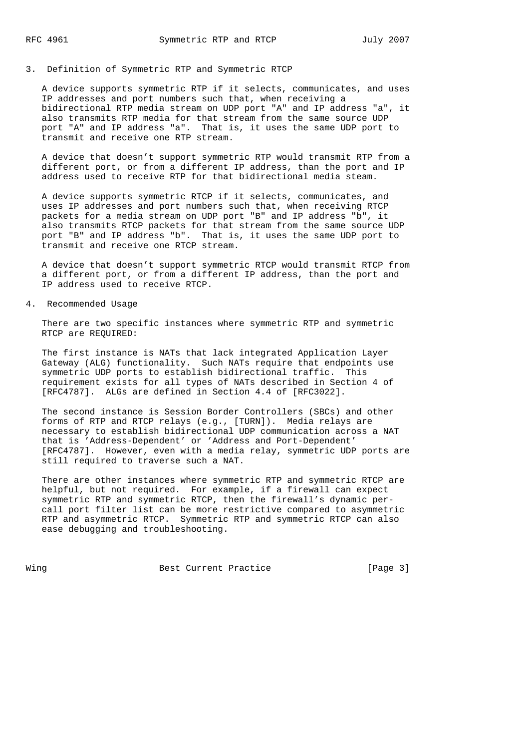## 3. Definition of Symmetric RTP and Symmetric RTCP

A device supports symmetric RTP if it selects, communicates, and uses IP addresses and port numbers such that, when receiving a bidirectional RTP media stream on UDP port "A" and IP address "a", it also transmits RTP media for that stream from the same source UDP port "A" and IP address "a". That is, it uses the same UDP port to transmit and receive one RTP stream.

A device that doesn't support symmetric RTP would transmit RTP from a different port, or from a different IP address, than the port and IP address used to receive RTP for that bidirectional media steam.

A device supports symmetric RTCP if it selects, communicates, and uses IP addresses and port numbers such that, when receiving RTCP packets for a media stream on UDP port "B" and IP address "b", it also transmits RTCP packets for that stream from the same source UDP port "B" and IP address "b". That is, it uses the same UDP port to transmit and receive one RTCP stream.

A device that doesn't support symmetric RTCP would transmit RTCP from a different port, or from a different IP address, than the port and IP address used to receive RTCP.

## 4. Recommended Usage

There are two specific instances where symmetric RTP and symmetric RTCP are REQUIRED:

The first instance is NATs that lack integrated Application Layer Gateway (ALG) functionality. Such NATs require that endpoints use symmetric UDP ports to establish bidirectional traffic. This requirement exists for all types of NATs described in Section 4 of [RFC4787]. ALGs are defined in Section 4.4 of [RFC3022].

The second instance is Session Border Controllers (SBCs) and other forms of RTP and RTCP relays (e.g., [TURN]). Media relays are necessary to establish bidirectional UDP communication across a NAT that is 'Address-Dependent' or 'Address and Port-Dependent' [RFC4787]. However, even with a media relay, symmetric UDP ports are still required to traverse such a NAT.

There are other instances where symmetric RTP and symmetric RTCP are helpful, but not required. For example, if a firewall can expect symmetric RTP and symmetric RTCP, then the firewall's dynamic per-call port filter list can be more restrictive compared to asymmetric RTP and asymmetric RTCP. Symmetric RTP and symmetric RTCP can also ease debugging and troubleshooting.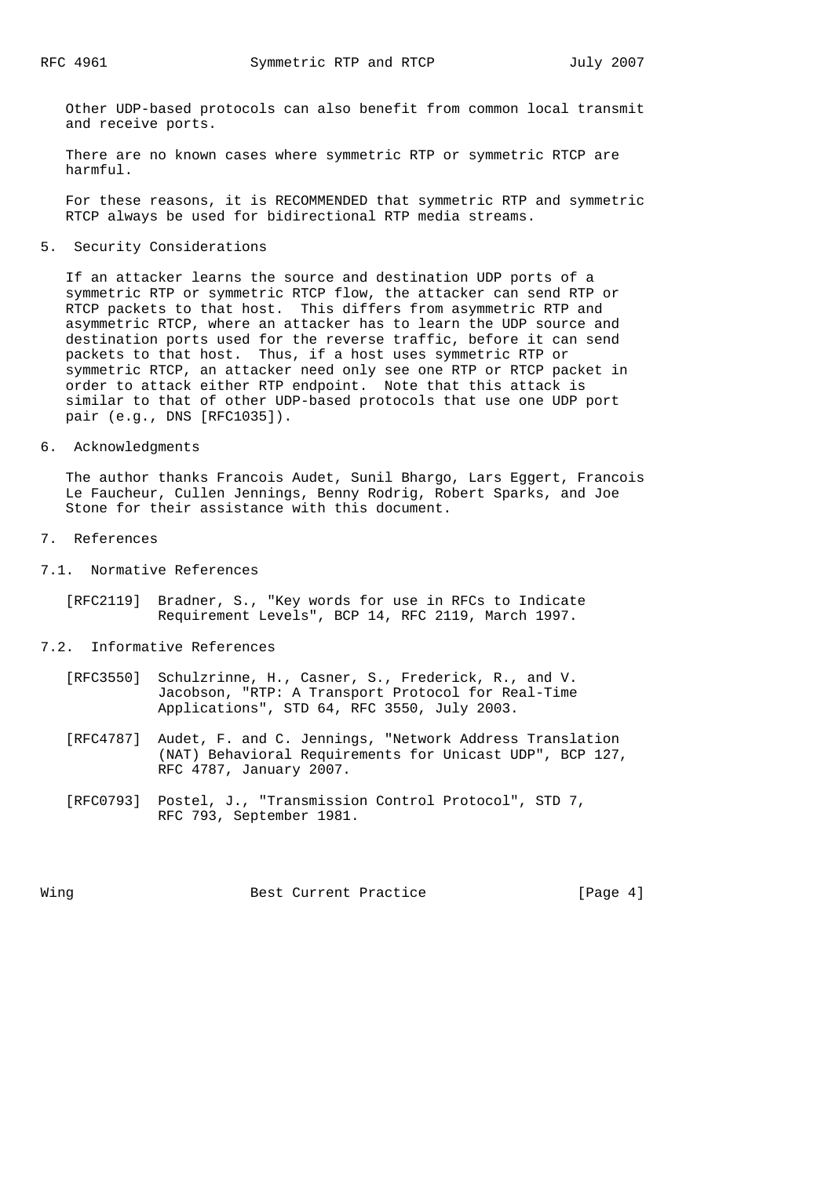Other UDP-based protocols can also benefit from common local transmit and receive ports.

There are no known cases where symmetric RTP or symmetric RTCP are harmful.

For these reasons, it is RECOMMENDED that symmetric RTP and symmetric RTCP always be used for bidirectional RTP media streams.

## 5. Security Considerations

If an attacker learns the source and destination UDP ports of a symmetric RTP or symmetric RTCP flow, the attacker can send RTP or RTCP packets to that host. This differs from asymmetric RTP and asymmetric RTCP, where an attacker has to learn the UDP source and destination ports used for the reverse traffic, before it can send packets to that host. Thus, if a host uses symmetric RTP or symmetric RTCP, an attacker need only see one RTP or RTCP packet in order to attack either RTP endpoint. Note that this attack is similar to that of other UDP-based protocols that use one UDP port pair (e.g., DNS [RFC1035]).

## 6. Acknowledgments

The author thanks Francois Audet, Sunil Bhargo, Lars Eggert, Francois Le Faucheur, Cullen Jennings, Benny Rodrig, Robert Sparks, and Joe Stone for their assistance with this document.

## 7. References

### 7.1. Normative References

[RFC2119] Bradner, S., "Key words for use in RFCs to Indicate Requirement Levels", BCP 14, RFC 2119, March 1997.

### 7.2. Informative References

[RFC3550] Schulzrinne, H., Casner, S., Frederick, R., and V. Jacobson, "RTP: A Transport Protocol for Real-Time Applications", STD 64, RFC 3550, July 2003.

[RFC4787] Audet, F. and C. Jennings, "Network Address Translation (NAT) Behavioral Requirements for Unicast UDP", BCP 127, RFC 4787, January 2007.

[RFC0793] Postel, J., "Transmission Control Protocol", STD 7, RFC 793, September 1981.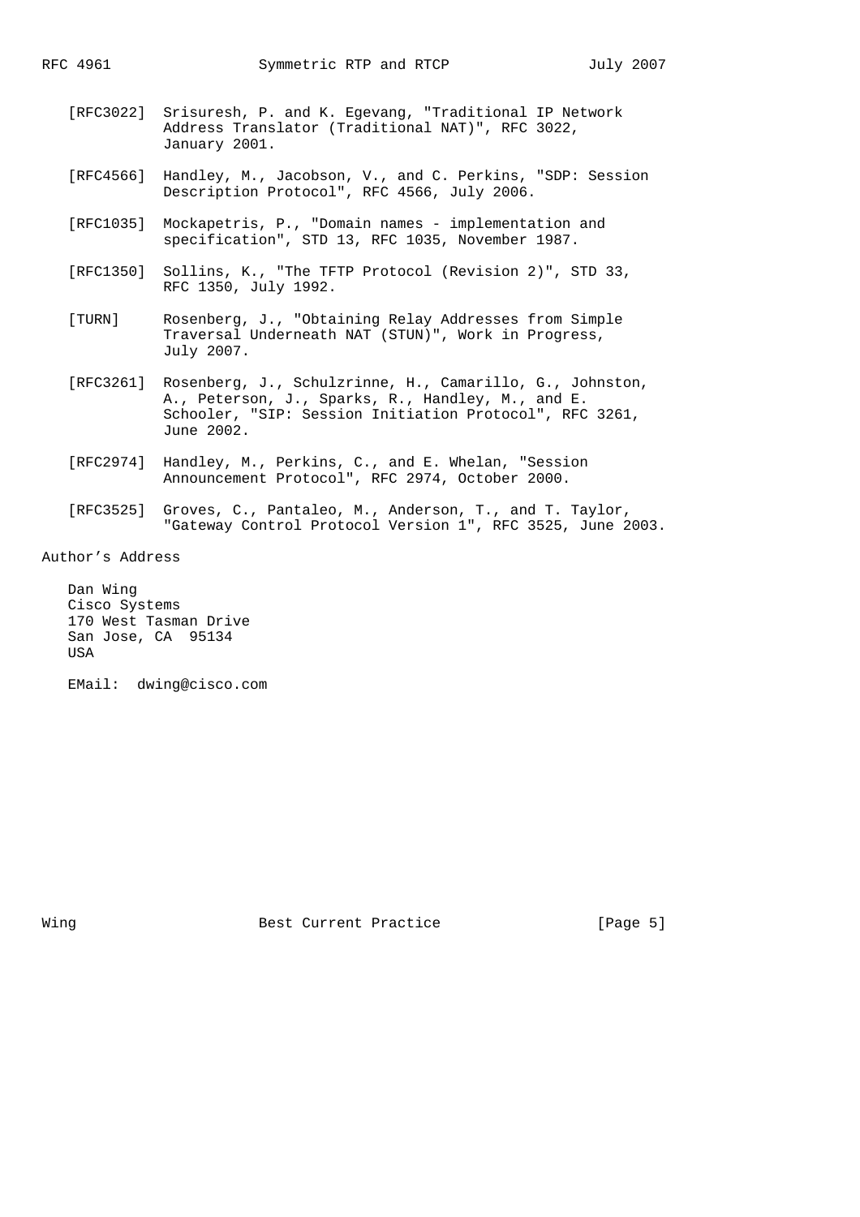[RFC3022] Srisuresh, P. and K. Egevang, "Traditional IP Network Address Translator (Traditional NAT)", RFC 3022, January 2001.

[RFC4566] Handley, M., Jacobson, V., and C. Perkins, "SDP: Session Description Protocol", RFC 4566, July 2006.

[RFC1035] Mockapetris, P., "Domain names - implementation and specification", STD 13, RFC 1035, November 1987.

[RFC1350] Sollins, K., "The TFTP Protocol (Revision 2)", STD 33, RFC 1350, July 1992.

[TURN] Rosenberg, J., "Obtaining Relay Addresses from Simple Traversal Underneath NAT (STUN)", Work in Progress, July 2007.

[RFC3261] Rosenberg, J., Schulzrinne, H., Camarillo, G., Johnston, A., Peterson, J., Sparks, R., Handley, M., and E. Schooler, "SIP: Session Initiation Protocol", RFC 3261, June 2002.

[RFC2974] Handley, M., Perkins, C., and E. Whelan, "Session Announcement Protocol", RFC 2974, October 2000.

[RFC3525] Groves, C., Pantaleo, M., Anderson, T., and T. Taylor, "Gateway Control Protocol Version 1", RFC 3525, June 2003.

## Author's Address

Dan Wing
Cisco Systems
170 West Tasman Drive
San Jose, CA  95134
USA

EMail:  dwing@cisco.com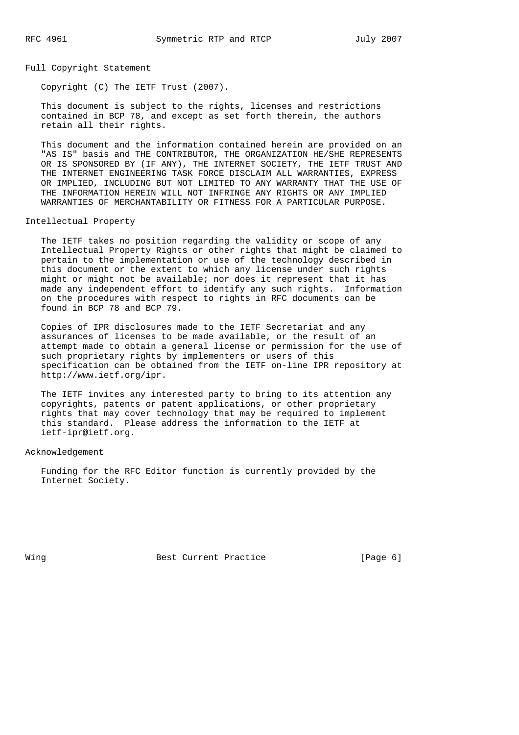## Full Copyright Statement

Copyright (C) The IETF Trust (2007).

This document is subject to the rights, licenses and restrictions contained in BCP 78, and except as set forth therein, the authors retain all their rights.

This document and the information contained herein are provided on an "AS IS" basis and THE CONTRIBUTOR, THE ORGANIZATION HE/SHE REPRESENTS OR IS SPONSORED BY (IF ANY), THE INTERNET SOCIETY, THE IETF TRUST AND THE INTERNET ENGINEERING TASK FORCE DISCLAIM ALL WARRANTIES, EXPRESS OR IMPLIED, INCLUDING BUT NOT LIMITED TO ANY WARRANTY THAT THE USE OF THE INFORMATION HEREIN WILL NOT INFRINGE ANY RIGHTS OR ANY IMPLIED WARRANTIES OF MERCHANTABILITY OR FITNESS FOR A PARTICULAR PURPOSE.

## Intellectual Property

The IETF takes no position regarding the validity or scope of any Intellectual Property Rights or other rights that might be claimed to pertain to the implementation or use of the technology described in this document or the extent to which any license under such rights might or might not be available; nor does it represent that it has made any independent effort to identify any such rights. Information on the procedures with respect to rights in RFC documents can be found in BCP 78 and BCP 79.

Copies of IPR disclosures made to the IETF Secretariat and any assurances of licenses to be made available, or the result of an attempt made to obtain a general license or permission for the use of such proprietary rights by implementers or users of this specification can be obtained from the IETF on-line IPR repository at http://www.ietf.org/ipr.

The IETF invites any interested party to bring to its attention any copyrights, patents or patent applications, or other proprietary rights that may cover technology that may be required to implement this standard. Please address the information to the IETF at ietf-ipr@ietf.org.

## Acknowledgement

Funding for the RFC Editor function is currently provided by the Internet Society.